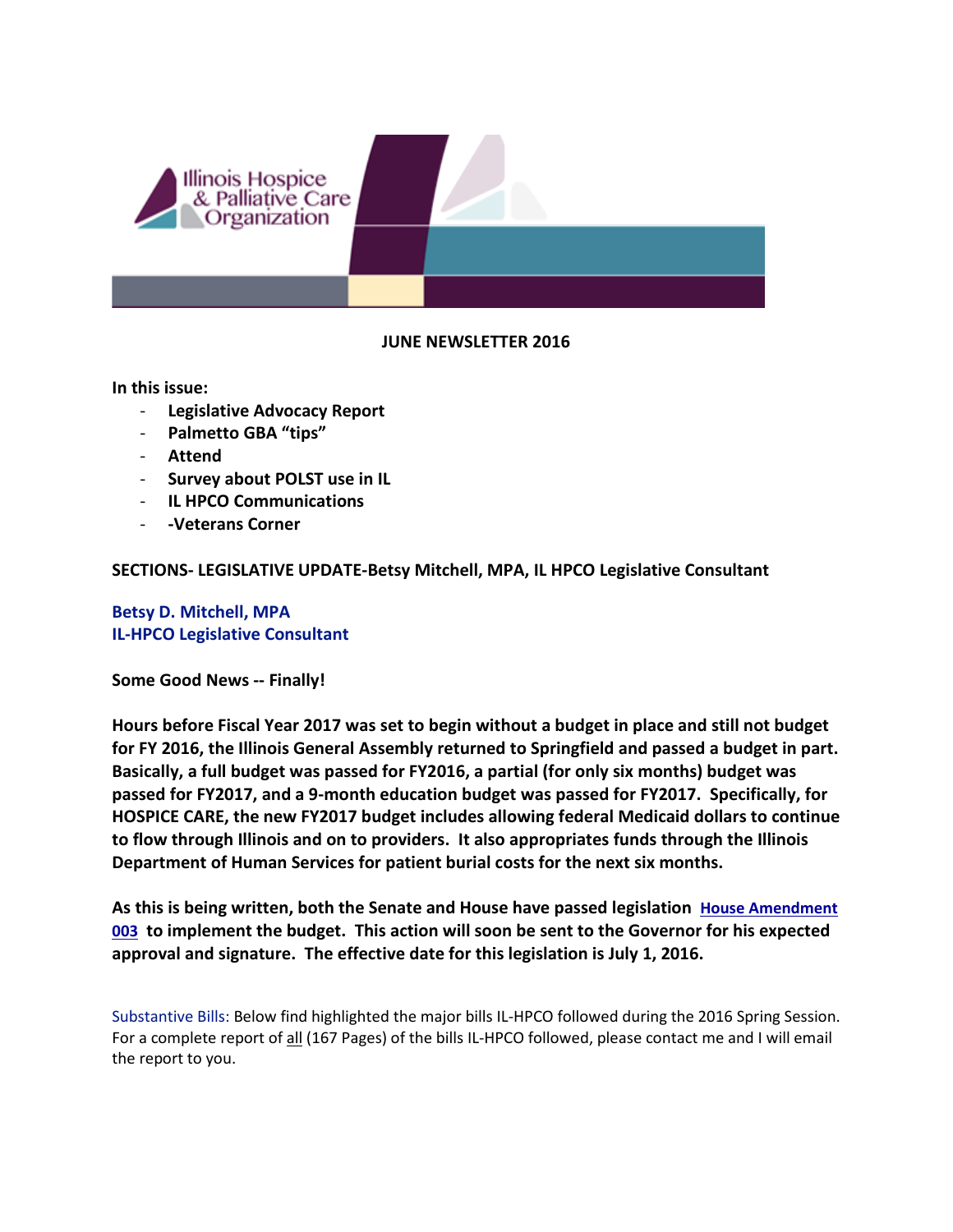Illinois Hospice & Palliative Care Organization

**JUNE NEWSLETTER 2016**

**In this issue:**

- **Legislative Advocacy Report**
- **Palmetto GBA "tips"**
- **Attend**
- **Survey about POLST use in IL**
- **IL HPCO Communications**
- **-Veterans Corner**

**SECTIONS- LEGISLATIVE UPDATE-Betsy Mitchell, MPA, IL HPCO Legislative Consultant**

**Betsy D. Mitchell, MPA**
**IL-HPCO Legislative Consultant**

**Some Good News -- Finally!**

**Hours before Fiscal Year 2017 was set to begin without a budget in place and still not budget for FY 2016, the Illinois General Assembly returned to Springfield and passed a budget in part. Basically, a full budget was passed for FY2016, a partial (for only six months) budget was passed for FY2017, and a 9-month education budget was passed for FY2017. Specifically, for HOSPICE CARE, the new FY2017 budget includes allowing federal Medicaid dollars to continue to flow through Illinois and on to providers. It also appropriates funds through the Illinois Department of Human Services for patient burial costs for the next six months.**

**As this is being written, both the Senate and House have passed legislation House Amendment 003 to implement the budget. This action will soon be sent to the Governor for his expected approval and signature. The effective date for this legislation is July 1, 2016.**

Substantive Bills: Below find highlighted the major bills IL-HPCO followed during the 2016 Spring Session. For a complete report of all (167 Pages) of the bills IL-HPCO followed, please contact me and I will email the report to you.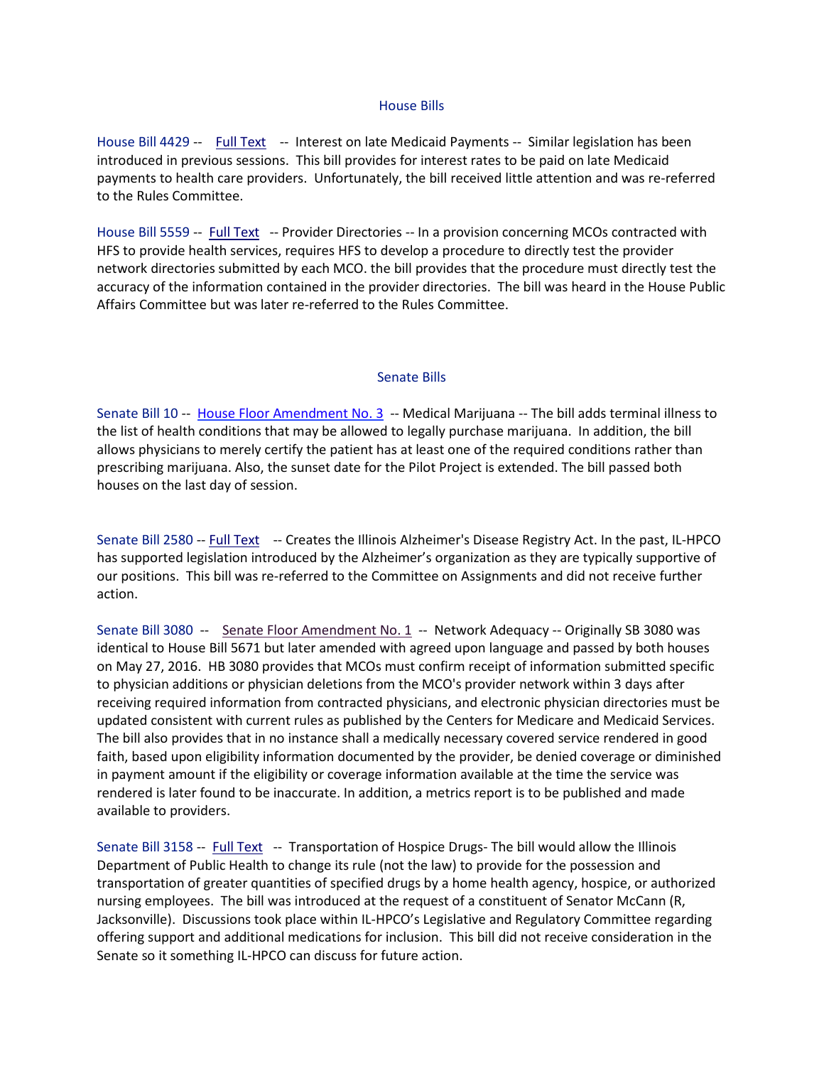## House Bills

House Bill 4429 -- Full Text -- Interest on late Medicaid Payments -- Similar legislation has been introduced in previous sessions. This bill provides for interest rates to be paid on late Medicaid payments to health care providers. Unfortunately, the bill received little attention and was re-referred to the Rules Committee.

House Bill 5559 -- Full Text -- Provider Directories -- In a provision concerning MCOs contracted with HFS to provide health services, requires HFS to develop a procedure to directly test the provider network directories submitted by each MCO. the bill provides that the procedure must directly test the accuracy of the information contained in the provider directories. The bill was heard in the House Public Affairs Committee but was later re-referred to the Rules Committee.

## Senate Bills

Senate Bill 10 -- House Floor Amendment No. 3 -- Medical Marijuana -- The bill adds terminal illness to the list of health conditions that may be allowed to legally purchase marijuana. In addition, the bill allows physicians to merely certify the patient has at least one of the required conditions rather than prescribing marijuana. Also, the sunset date for the Pilot Project is extended. The bill passed both houses on the last day of session.

Senate Bill 2580 -- Full Text -- Creates the Illinois Alzheimer's Disease Registry Act. In the past, IL-HPCO has supported legislation introduced by the Alzheimer's organization as they are typically supportive of our positions. This bill was re-referred to the Committee on Assignments and did not receive further action.

Senate Bill 3080 -- Senate Floor Amendment No. 1 -- Network Adequacy -- Originally SB 3080 was identical to House Bill 5671 but later amended with agreed upon language and passed by both houses on May 27, 2016. HB 3080 provides that MCOs must confirm receipt of information submitted specific to physician additions or physician deletions from the MCO's provider network within 3 days after receiving required information from contracted physicians, and electronic physician directories must be updated consistent with current rules as published by the Centers for Medicare and Medicaid Services. The bill also provides that in no instance shall a medically necessary covered service rendered in good faith, based upon eligibility information documented by the provider, be denied coverage or diminished in payment amount if the eligibility or coverage information available at the time the service was rendered is later found to be inaccurate. In addition, a metrics report is to be published and made available to providers.

Senate Bill 3158 -- Full Text -- Transportation of Hospice Drugs- The bill would allow the Illinois Department of Public Health to change its rule (not the law) to provide for the possession and transportation of greater quantities of specified drugs by a home health agency, hospice, or authorized nursing employees. The bill was introduced at the request of a constituent of Senator McCann (R, Jacksonville). Discussions took place within IL-HPCO's Legislative and Regulatory Committee regarding offering support and additional medications for inclusion. This bill did not receive consideration in the Senate so it something IL-HPCO can discuss for future action.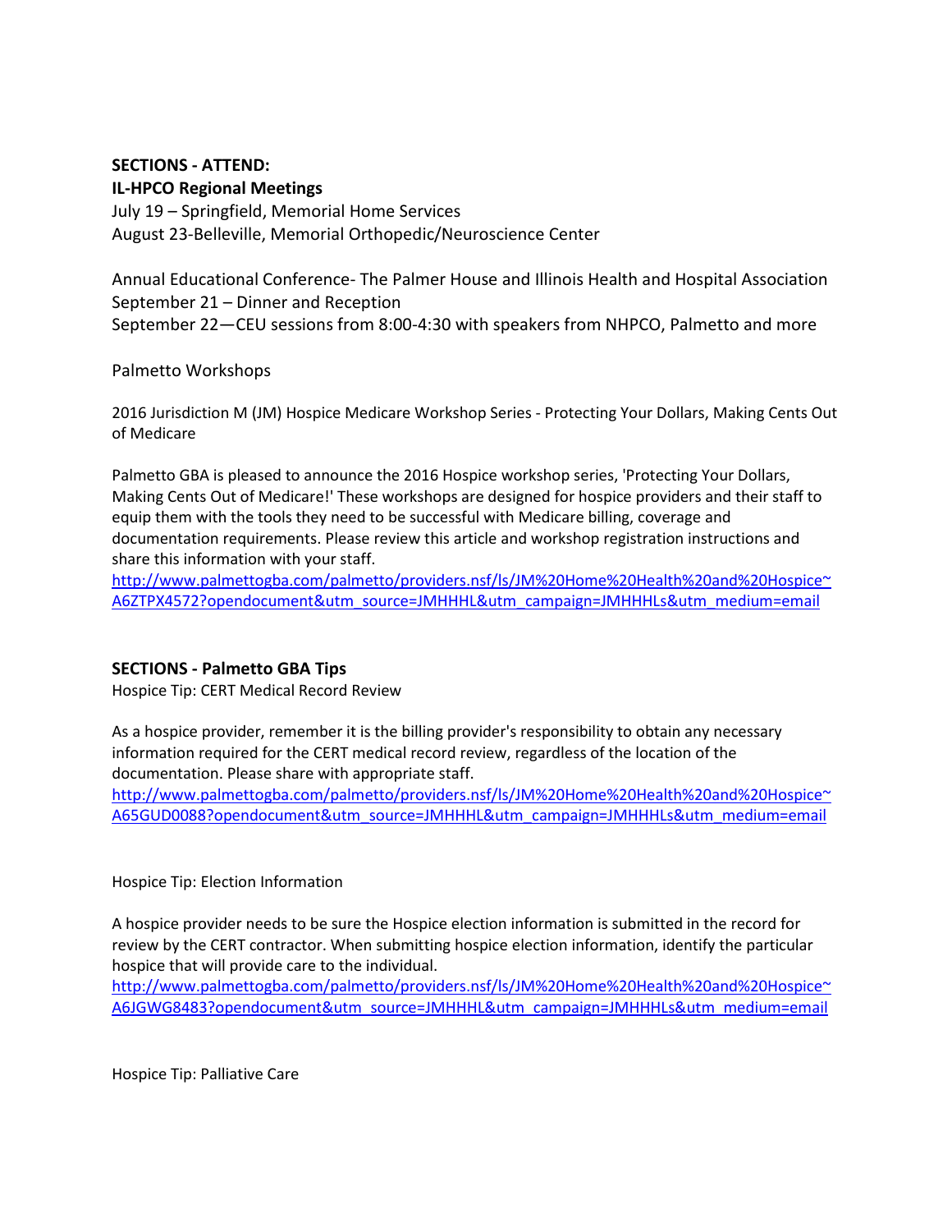**SECTIONS - ATTEND:**

**IL-HPCO Regional Meetings**

July 19 – Springfield, Memorial Home Services

August 23-Belleville, Memorial Orthopedic/Neuroscience Center

Annual Educational Conference- The Palmer House and Illinois Health and Hospital Association

September 21 – Dinner and Reception

September 22—CEU sessions from 8:00-4:30 with speakers from NHPCO, Palmetto and more

Palmetto Workshops

2016 Jurisdiction M (JM) Hospice Medicare Workshop Series - Protecting Your Dollars, Making Cents Out of Medicare

Palmetto GBA is pleased to announce the 2016 Hospice workshop series, 'Protecting Your Dollars, Making Cents Out of Medicare!' These workshops are designed for hospice providers and their staff to equip them with the tools they need to be successful with Medicare billing, coverage and documentation requirements. Please review this article and workshop registration instructions and share this information with your staff.

http://www.palmettogba.com/palmetto/providers.nsf/ls/JM%20Home%20Health%20and%20Hospice~A6ZTPX4572?opendocument&utm_source=JMHHHL&utm_campaign=JMHHHLs&utm_medium=email

**SECTIONS - Palmetto GBA Tips**

Hospice Tip: CERT Medical Record Review

As a hospice provider, remember it is the billing provider's responsibility to obtain any necessary information required for the CERT medical record review, regardless of the location of the documentation. Please share with appropriate staff.

http://www.palmettogba.com/palmetto/providers.nsf/ls/JM%20Home%20Health%20and%20Hospice~A65GUD0088?opendocument&utm_source=JMHHHL&utm_campaign=JMHHHLs&utm_medium=email

Hospice Tip: Election Information

A hospice provider needs to be sure the Hospice election information is submitted in the record for review by the CERT contractor. When submitting hospice election information, identify the particular hospice that will provide care to the individual.

http://www.palmettogba.com/palmetto/providers.nsf/ls/JM%20Home%20Health%20and%20Hospice~A6JGWG8483?opendocument&utm_source=JMHHHL&utm_campaign=JMHHHLs&utm_medium=email

Hospice Tip: Palliative Care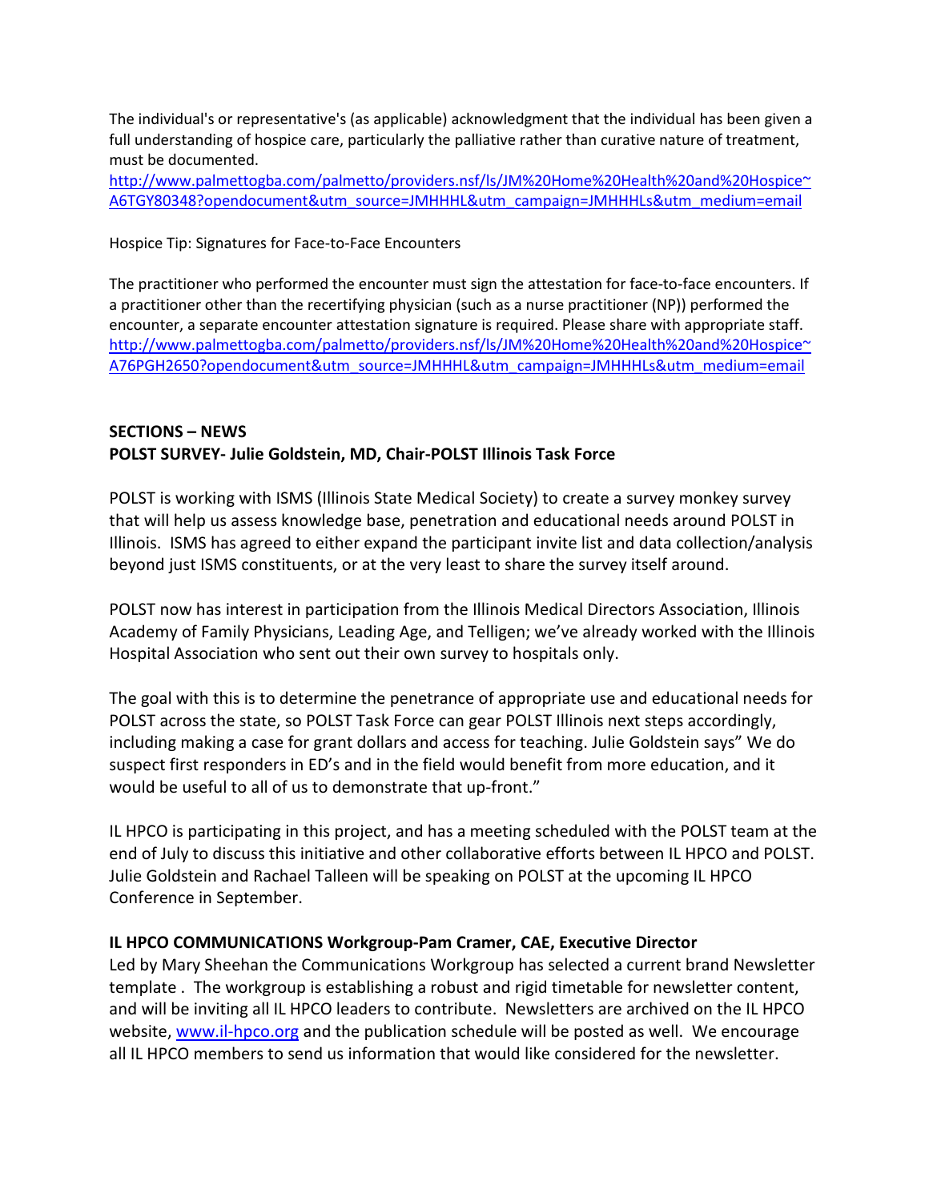The individual's or representative's (as applicable) acknowledgment that the individual has been given a full understanding of hospice care, particularly the palliative rather than curative nature of treatment, must be documented.
http://www.palmettogba.com/palmetto/providers.nsf/ls/JM%20Home%20Health%20and%20Hospice~A6TGY80348?opendocument&utm_source=JMHHHL&utm_campaign=JMHHHLs&utm_medium=email

Hospice Tip: Signatures for Face-to-Face Encounters

The practitioner who performed the encounter must sign the attestation for face-to-face encounters. If a practitioner other than the recertifying physician (such as a nurse practitioner (NP)) performed the encounter, a separate encounter attestation signature is required. Please share with appropriate staff.
http://www.palmettogba.com/palmetto/providers.nsf/ls/JM%20Home%20Health%20and%20Hospice~A76PGH2650?opendocument&utm_source=JMHHHL&utm_campaign=JMHHHLs&utm_medium=email

**SECTIONS – NEWS**
**POLST SURVEY- Julie Goldstein, MD, Chair-POLST Illinois Task Force**

POLST is working with ISMS (Illinois State Medical Society) to create a survey monkey survey that will help us assess knowledge base, penetration and educational needs around POLST in Illinois. ISMS has agreed to either expand the participant invite list and data collection/analysis beyond just ISMS constituents, or at the very least to share the survey itself around.

POLST now has interest in participation from the Illinois Medical Directors Association, Illinois Academy of Family Physicians, Leading Age, and Telligen; we've already worked with the Illinois Hospital Association who sent out their own survey to hospitals only.

The goal with this is to determine the penetrance of appropriate use and educational needs for POLST across the state, so POLST Task Force can gear POLST Illinois next steps accordingly, including making a case for grant dollars and access for teaching. Julie Goldstein says" We do suspect first responders in ED's and in the field would benefit from more education, and it would be useful to all of us to demonstrate that up-front."

IL HPCO is participating in this project, and has a meeting scheduled with the POLST team at the end of July to discuss this initiative and other collaborative efforts between IL HPCO and POLST. Julie Goldstein and Rachael Talleen will be speaking on POLST at the upcoming IL HPCO Conference in September.

**IL HPCO COMMUNICATIONS Workgroup-Pam Cramer, CAE, Executive Director**
Led by Mary Sheehan the Communications Workgroup has selected a current brand Newsletter template . The workgroup is establishing a robust and rigid timetable for newsletter content, and will be inviting all IL HPCO leaders to contribute. Newsletters are archived on the IL HPCO website, www.il-hpco.org and the publication schedule will be posted as well. We encourage all IL HPCO members to send us information that would like considered for the newsletter.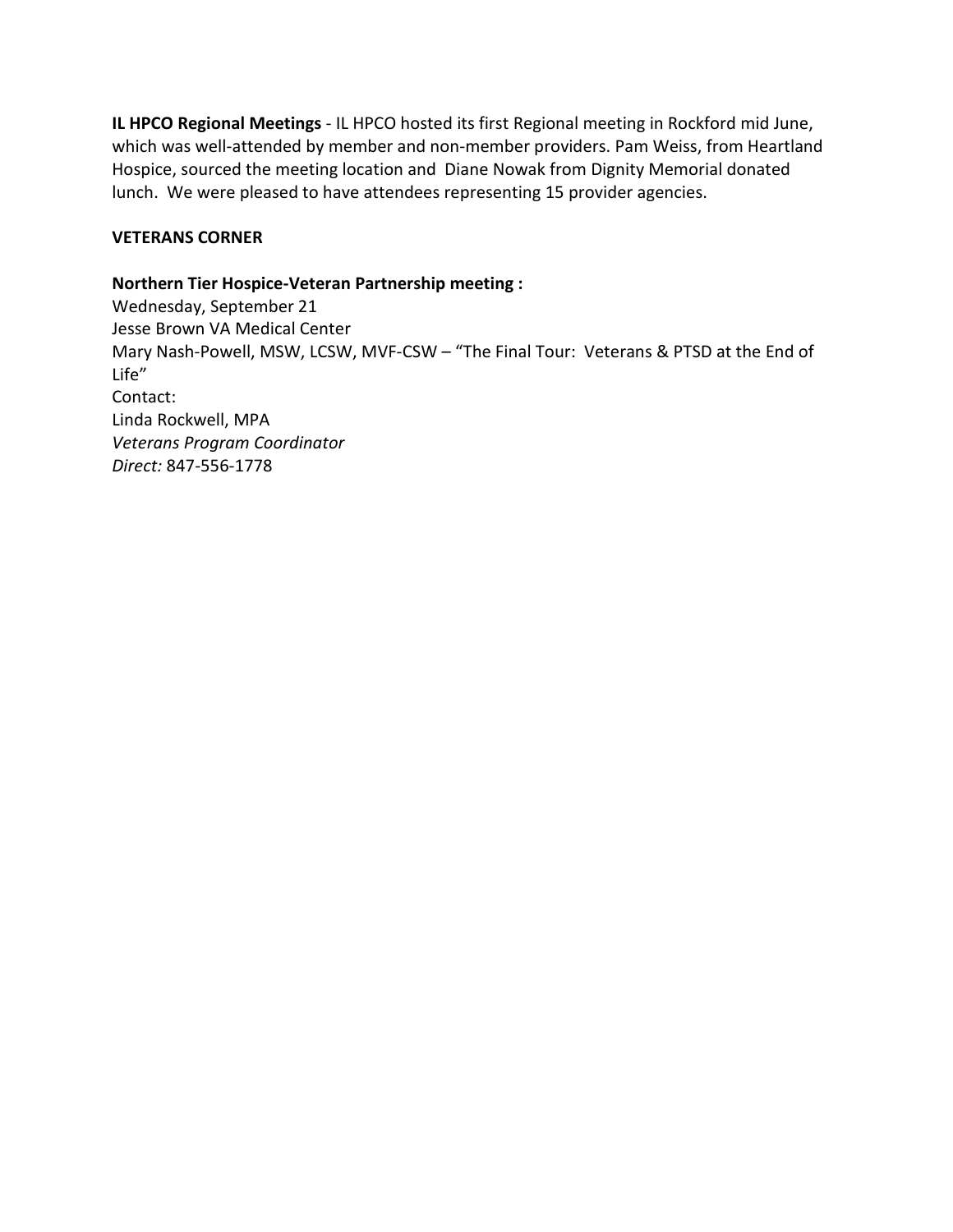**IL HPCO Regional Meetings** - IL HPCO hosted its first Regional meeting in Rockford mid June, which was well-attended by member and non-member providers. Pam Weiss, from Heartland Hospice, sourced the meeting location and Diane Nowak from Dignity Memorial donated lunch. We were pleased to have attendees representing 15 provider agencies.

**VETERANS CORNER**

**Northern Tier Hospice-Veteran Partnership meeting :**
Wednesday, September 21
Jesse Brown VA Medical Center
Mary Nash-Powell, MSW, LCSW, MVF-CSW – "The Final Tour: Veterans & PTSD at the End of Life"
Contact:
Linda Rockwell, MPA
*Veterans Program Coordinator*
*Direct:* 847-556-1778